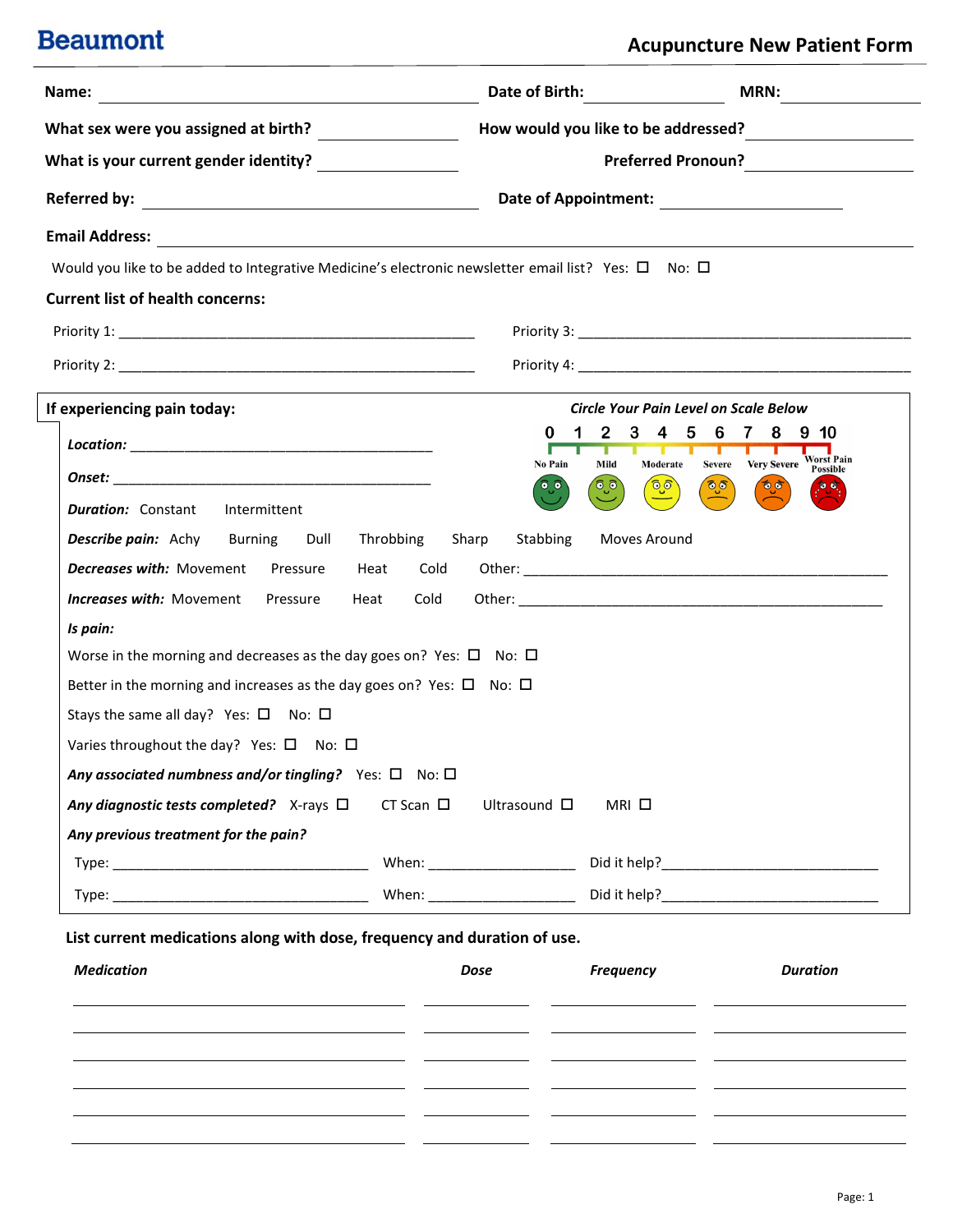**Beaumont**

# Acupuncture New Patient Form

**Name:** ______________________ **Date of Birth:** ______________ **MRN:** ______________

**What sex were you assigned at birth?** ______________ **How would you like to be addressed?** ______________

**What is your current gender identity?** ______________ **Preferred Pronoun?** ______________

**Referred by:** ______________________ **Date of Appointment:** ______________

**Email Address:** ______________________________________________

Would you like to be added to Integrative Medicine's electronic newsletter email list? Yes: ☐ No: ☐

**Current list of health concerns:**

Priority 1: ______________________________________________

Priority 2: ______________________________________________

Priority 3: ______________________________________________

Priority 4: ______________________________________________

**If experiencing pain today:**

***Circle Your Pain Level on Scale Below***

0 1 2 3 4 5 6 7 8 9 10

No Pain | Mild | Moderate | Severe | Very Severe | Worst Pain Possible

***Location:*** ______________________________________________

***Onset:*** ______________________________________________

***Duration:*** Constant Intermittent

***Describe pain:*** Achy Burning Dull Throbbing Sharp Stabbing Moves Around

***Decreases with:*** Movement Pressure Heat Cold Other: ______________________________

***Increases with:*** Movement Pressure Heat Cold Other: ______________________________

***Is pain:***

Worse in the morning and decreases as the day goes on? Yes: ☐ No: ☐

Better in the morning and increases as the day goes on? Yes: ☐ No: ☐

Stays the same all day? Yes: ☐ No: ☐

Varies throughout the day? Yes: ☐ No: ☐

***Any associated numbness and/or tingling?*** Yes: ☐ No: ☐

***Any diagnostic tests completed?*** X-rays ☐ CT Scan ☐ Ultrasound ☐ MRI ☐

***Any previous treatment for the pain?***

Type: ______________________ When: ______________ Did it help?______________________

Type: ______________________ When: ______________ Did it help?______________________

**List current medications along with dose, frequency and duration of use.**

| ***Medication*** | ***Dose*** | ***Frequency*** | ***Duration*** |
|---|---|---|---|
| | | | |
| | | | |
| | | | |
| | | | |
| | | | |
| | | | |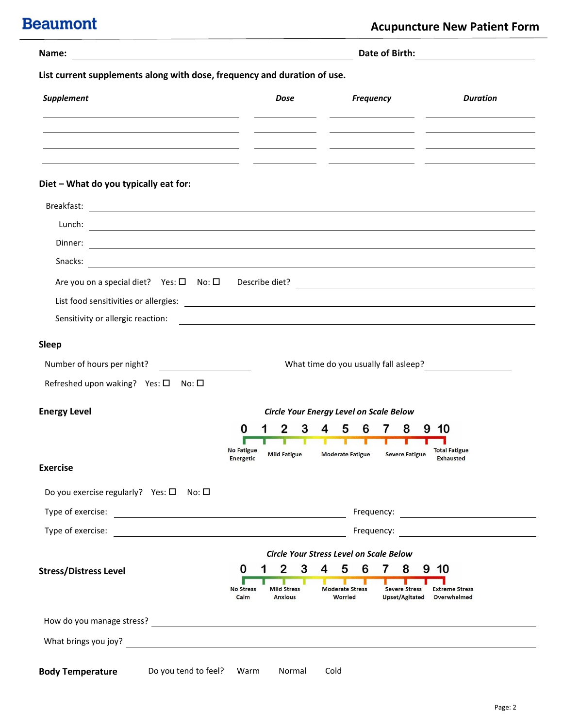# Acupuncture New Patient Form

**Name:** ______________________ **Date of Birth:** ______________

**List current supplements along with dose, frequency and duration of use.**

| *Supplement* | *Dose* | *Frequency* | *Duration* |
|---|---|---|---|
| | | | |
| | | | |
| | | | |
| | | | |

## Diet – What do you typically eat for:

Breakfast: ______________________

Lunch: ______________________

Dinner: ______________________

Snacks: ______________________

Are you on a special diet? Yes: ☐ No: ☐ Describe diet? ______________________

List food sensitivities or allergies: ______________________

Sensitivity or allergic reaction: ______________________

## Sleep

Number of hours per night? ______________ What time do you usually fall asleep? ______________

Refreshed upon waking? Yes: ☐ No: ☐

## Energy Level

*Circle Your Energy Level on Scale Below*

| 0 | 1 | 2 | 3 | 4 | 5 | 6 | 7 | 8 | 9 | 10 |
|---|---|---|---|---|---|---|---|---|---|---|
| No Fatigue Energetic | | Mild Fatigue | | | Moderate Fatigue | | | Severe Fatigue | | Total Fatigue Exhausted |

## Exercise

Do you exercise regularly? Yes: ☐ No: ☐

Type of exercise: ______________________ Frequency: ______________

Type of exercise: ______________________ Frequency: ______________

## Stress/Distress Level

*Circle Your Stress Level on Scale Below*

| 0 | 1 | 2 | 3 | 4 | 5 | 6 | 7 | 8 | 9 | 10 |
|---|---|---|---|---|---|---|---|---|---|---|
| No Stress Calm | | Mild Stress Anxious | | | Moderate Stress Worried | | | Severe Stress Upset/Agitated | | Extreme Stress Overwhelmed |

How do you manage stress? ______________________

What brings you joy? ______________________

## Body Temperature

Do you tend to feel? Warm Normal Cold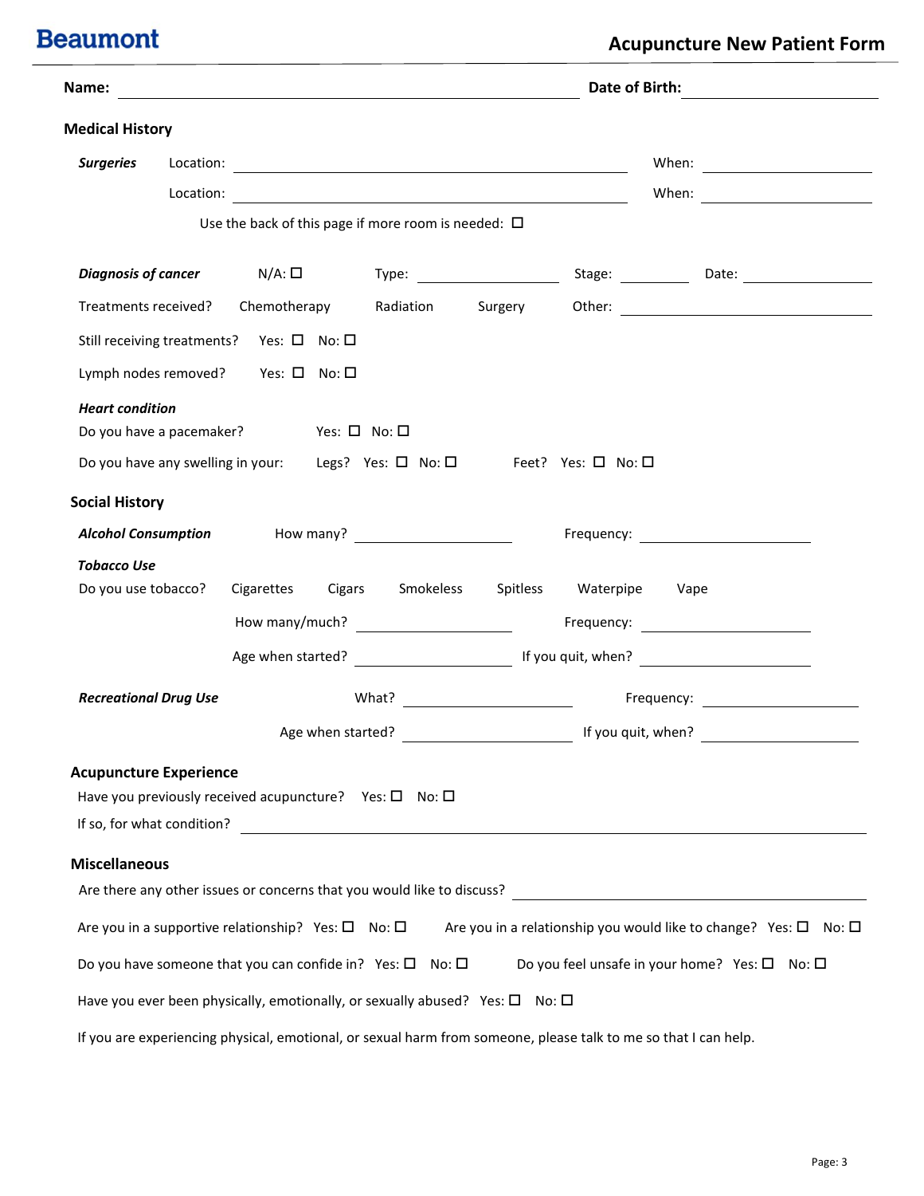**Beaumont**

# Acupuncture New Patient Form

**Name:** ______________________ **Date of Birth:** ______________

## Medical History

***Surgies***

***Surgeries*** Location: ______________________ When: ______________

Location: ______________________ When: ______________

Use the back of this page if more room is needed: ☐

***Diagnosis of cancer*** N/A: ☐ Type: ______________ Stage: ________ Date: ______________

Treatments received? Chemotherapy Radiation Surgery Other: ______________

Still receiving treatments? Yes: ☐ No: ☐

Lymph nodes removed? Yes: ☐ No: ☐

***Heart condition***

Do you have a pacemaker? Yes: ☐ No: ☐

Do you have any swelling in your: Legs? Yes: ☐ No: ☐ Feet? Yes: ☐ No: ☐

## Social History

***Alcohol Consumption*** How many? ______________ Frequency: ______________

***Tobacco Use***

Do you use tobacco? Cigarettes Cigars Smokeless Spitless Waterpipe Vape

How many/much? ______________ Frequency: ______________

Age when started? ______________ If you quit, when? ______________

***Recreational Drug Use*** What? ______________ Frequency: ______________

Age when started? ______________ If you quit, when? ______________

## Acupuncture Experience

Have you previously received acupuncture? Yes: ☐ No: ☐

If so, for what condition? ______________________________

## Miscellaneous

Are there any other issues or concerns that you would like to discuss? ______________________________

Are you in a supportive relationship? Yes: ☐ No: ☐ Are you in a relationship you would like to change? Yes: ☐ No: ☐

Do you have someone that you can confide in? Yes: ☐ No: ☐ Do you feel unsafe in your home? Yes: ☐ No: ☐

Have you ever been physically, emotionally, or sexually abused? Yes: ☐ No: ☐

If you are experiencing physical, emotional, or sexual harm from someone, please talk to me so that I can help.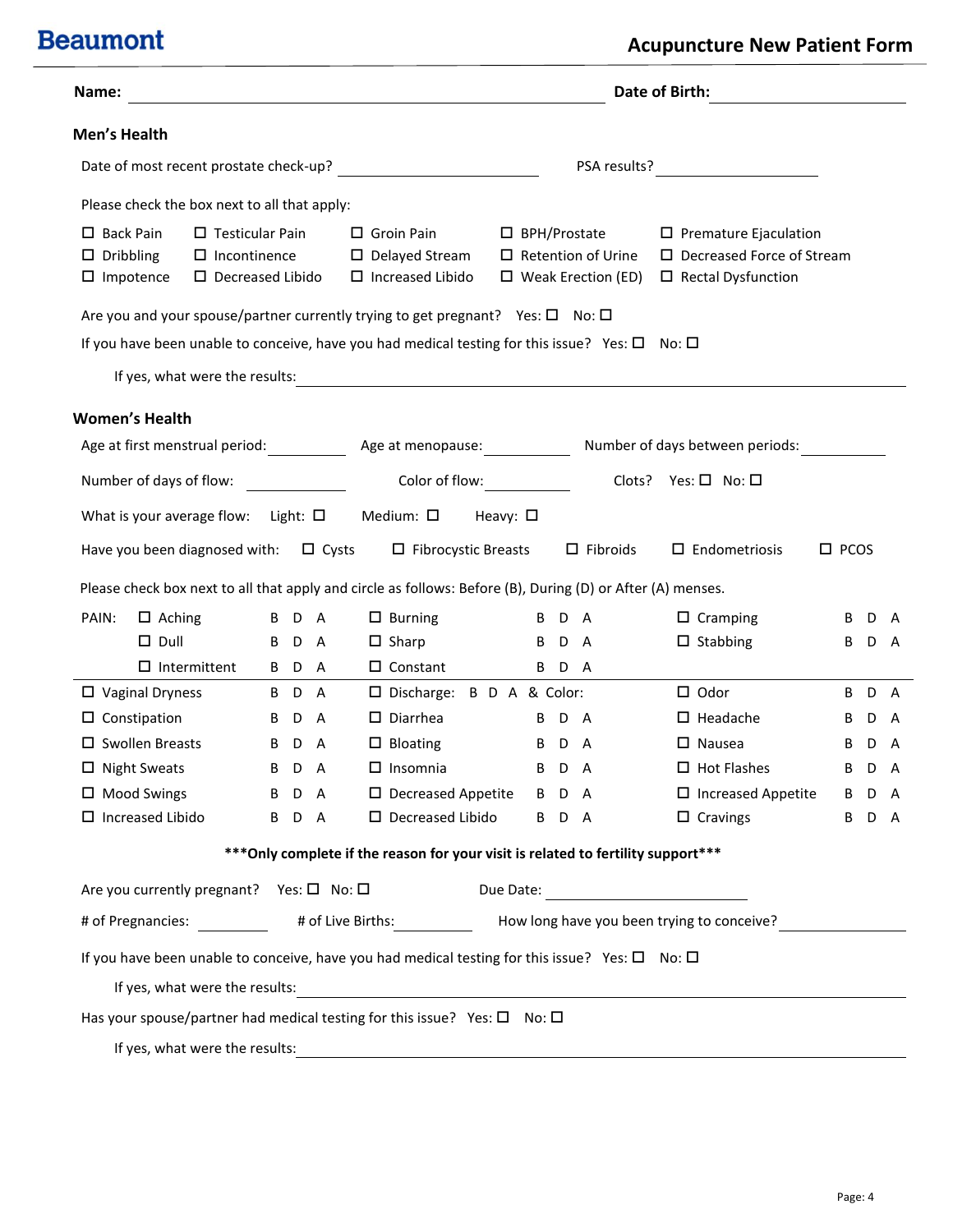**Beaumont**

# Acupuncture New Patient Form

**Name:** ______________________________ **Date of Birth:** ______________

## Men's Health

Date of most recent prostate check-up? ______________ PSA results? ______________

Please check the box next to all that apply:

| | | | | |
|---|---|---|---|---|
| ☐ Back Pain | ☐ Testicular Pain | ☐ Groin Pain | ☐ BPH/Prostate | ☐ Premature Ejaculation |
| ☐ Dribbling | ☐ Incontinence | ☐ Delayed Stream | ☐ Retention of Urine | ☐ Decreased Force of Stream |
| ☐ Impotence | ☐ Decreased Libido | ☐ Increased Libido | ☐ Weak Erection (ED) | ☐ Rectal Dysfunction |

Are you and your spouse/partner currently trying to get pregnant? Yes: ☐ No: ☐

If you have been unable to conceive, have you had medical testing for this issue? Yes: ☐ No: ☐

If yes, what were the results: ______________________________

## Women's Health

Age at first menstrual period: __________ Age at menopause: __________ Number of days between periods: __________

Number of days of flow: __________ Color of flow: __________ Clots? Yes: ☐ No: ☐

What is your average flow: Light: ☐ Medium: ☐ Heavy: ☐

Have you been diagnosed with: ☐ Cysts ☐ Fibrocystic Breasts ☐ Fibroids ☐ Endometriosis ☐ PCOS

Please check box next to all that apply and circle as follows: Before (B), During (D) or After (A) menses.

| | | | | | |
|---|---|---|---|---|---|
| PAIN: ☐ Aching | B D A | ☐ Burning | B D A | ☐ Cramping | B D A |
| ☐ Dull | B D A | ☐ Sharp | B D A | ☐ Stabbing | B D A |
| ☐ Intermittent | B D A | ☐ Constant | B D A | | |
| ☐ Vaginal Dryness | B D A | ☐ Discharge: B D A & Color: | | ☐ Odor | B D A |
| ☐ Constipation | B D A | ☐ Diarrhea | B D A | ☐ Headache | B D A |
| ☐ Swollen Breasts | B D A | ☐ Bloating | B D A | ☐ Nausea | B D A |
| ☐ Night Sweats | B D A | ☐ Insomnia | B D A | ☐ Hot Flashes | B D A |
| ☐ Mood Swings | B D A | ☐ Decreased Appetite | B D A | ☐ Increased Appetite | B D A |
| ☐ Increased Libido | B D A | ☐ Decreased Libido | B D A | ☐ Cravings | B D A |

**\*\*\*Only complete if the reason for your visit is related to fertility support\*\*\***

Are you currently pregnant? Yes: ☐ No: ☐ Due Date: ______________

\# of Pregnancies: __________ # of Live Births: __________ How long have you been trying to conceive? __________

If you have been unable to conceive, have you had medical testing for this issue? Yes: ☐ No: ☐

If yes, what were the results: ______________________________

Has your spouse/partner had medical testing for this issue? Yes: ☐ No: ☐

If yes, what were the results: ______________________________